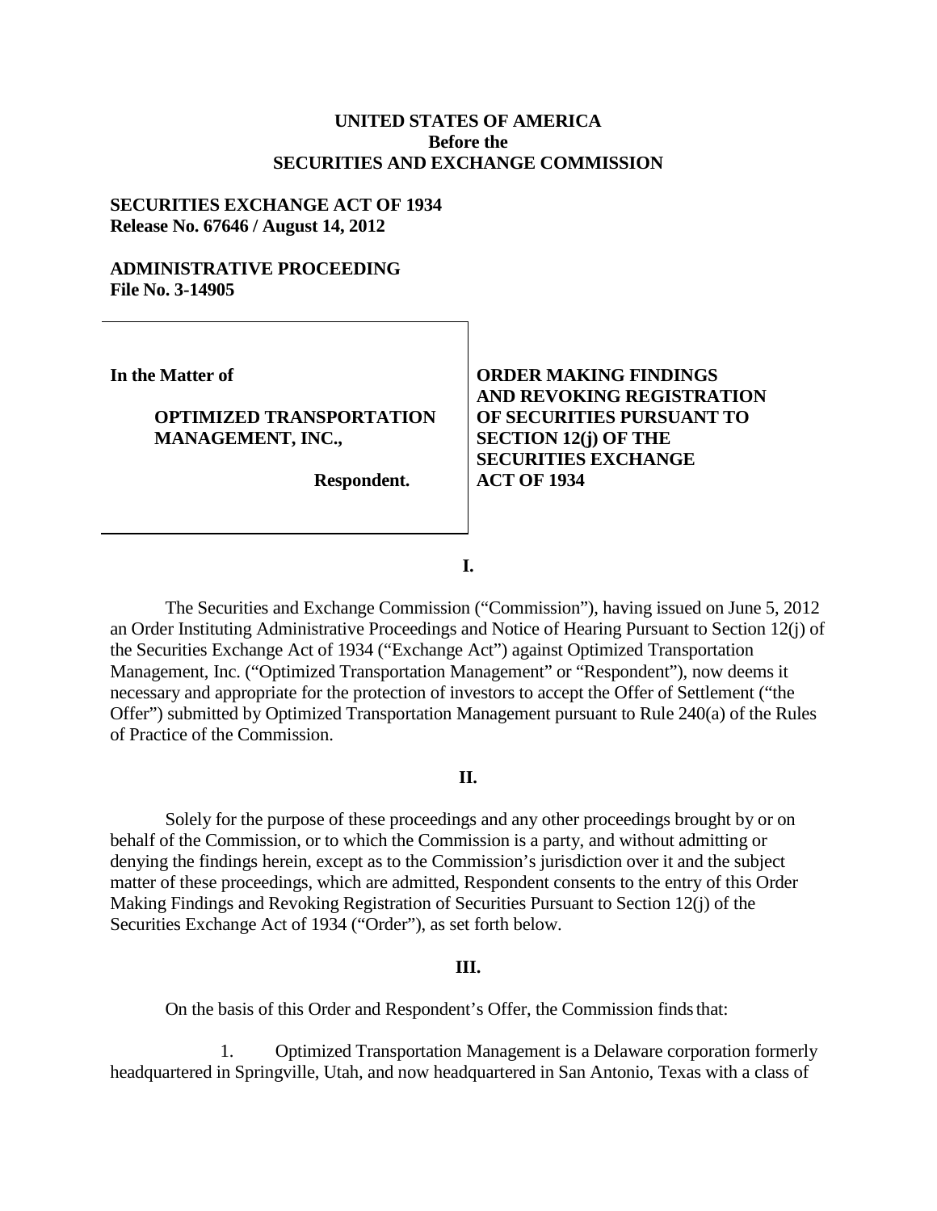**UNITED STATES OF AMERICA**
**Before the**
**SECURITIES AND EXCHANGE COMMISSION**

**SECURITIES EXCHANGE ACT OF 1934**
**Release No. 67646 / August 14, 2012**

**ADMINISTRATIVE PROCEEDING**
**File No. 3-14905**

| | |
|---|---|
| **In the Matter of**<br><br>**OPTIMIZED TRANSPORTATION MANAGEMENT, INC.,**<br><br>**Respondent.** | **ORDER MAKING FINDINGS AND REVOKING REGISTRATION OF SECURITIES PURSUANT TO SECTION 12(j) OF THE SECURITIES EXCHANGE ACT OF 1934** |

**I.**

The Securities and Exchange Commission ("Commission"), having issued on June 5, 2012 an Order Instituting Administrative Proceedings and Notice of Hearing Pursuant to Section 12(j) of the Securities Exchange Act of 1934 ("Exchange Act") against Optimized Transportation Management, Inc. ("Optimized Transportation Management" or "Respondent"), now deems it necessary and appropriate for the protection of investors to accept the Offer of Settlement ("the Offer") submitted by Optimized Transportation Management pursuant to Rule 240(a) of the Rules of Practice of the Commission.

**II.**

Solely for the purpose of these proceedings and any other proceedings brought by or on behalf of the Commission, or to which the Commission is a party, and without admitting or denying the findings herein, except as to the Commission's jurisdiction over it and the subject matter of these proceedings, which are admitted, Respondent consents to the entry of this Order Making Findings and Revoking Registration of Securities Pursuant to Section 12(j) of the Securities Exchange Act of 1934 ("Order"), as set forth below.

**III.**

On the basis of this Order and Respondent's Offer, the Commission finds that:

1. Optimized Transportation Management is a Delaware corporation formerly headquartered in Springville, Utah, and now headquartered in San Antonio, Texas with a class of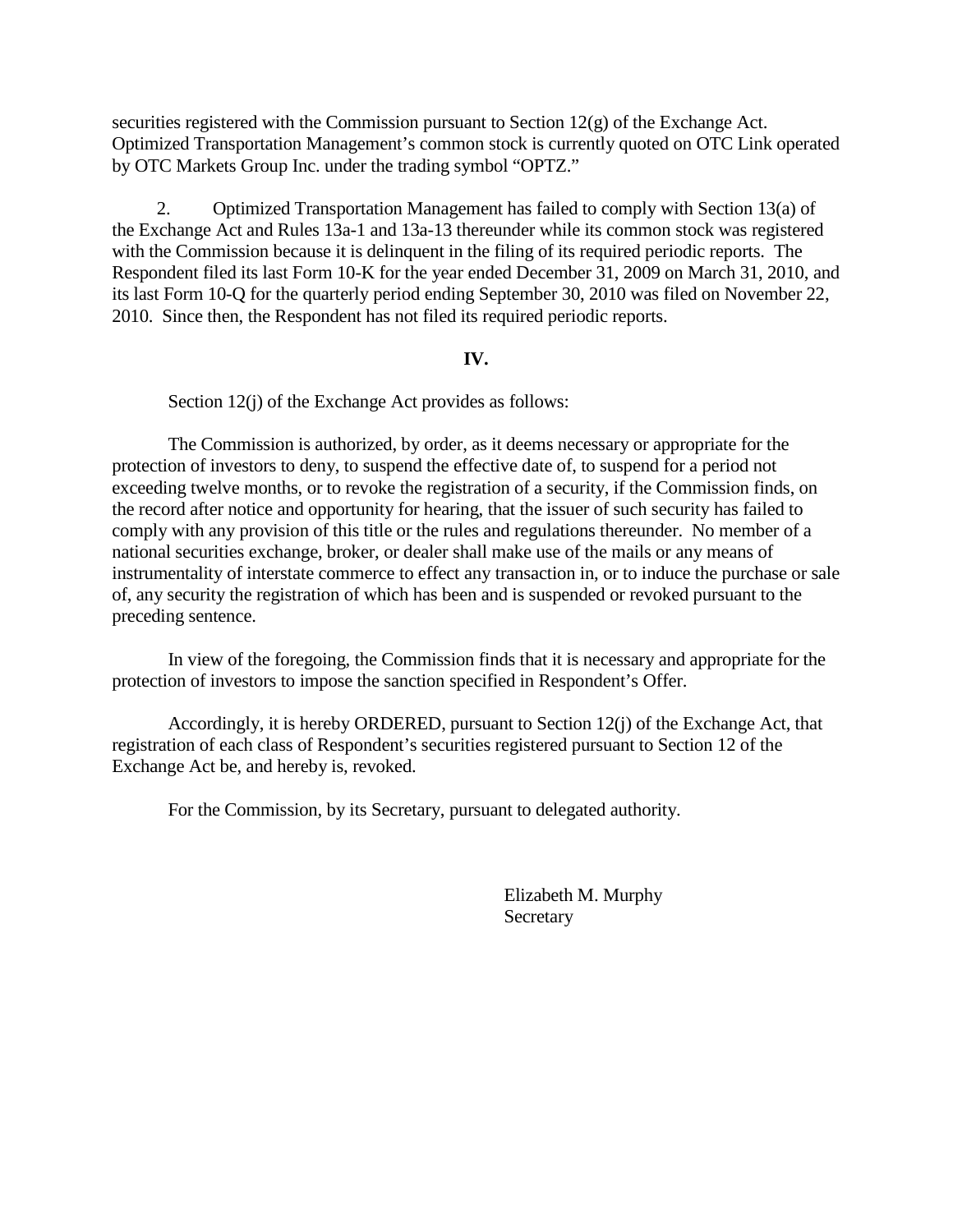securities registered with the Commission pursuant to Section 12(g) of the Exchange Act. Optimized Transportation Management's common stock is currently quoted on OTC Link operated by OTC Markets Group Inc. under the trading symbol "OPTZ."

2. Optimized Transportation Management has failed to comply with Section 13(a) of the Exchange Act and Rules 13a-1 and 13a-13 thereunder while its common stock was registered with the Commission because it is delinquent in the filing of its required periodic reports. The Respondent filed its last Form 10-K for the year ended December 31, 2009 on March 31, 2010, and its last Form 10-Q for the quarterly period ending September 30, 2010 was filed on November 22, 2010. Since then, the Respondent has not filed its required periodic reports.

**IV.**

Section 12(j) of the Exchange Act provides as follows:

The Commission is authorized, by order, as it deems necessary or appropriate for the protection of investors to deny, to suspend the effective date of, to suspend for a period not exceeding twelve months, or to revoke the registration of a security, if the Commission finds, on the record after notice and opportunity for hearing, that the issuer of such security has failed to comply with any provision of this title or the rules and regulations thereunder. No member of a national securities exchange, broker, or dealer shall make use of the mails or any means of instrumentality of interstate commerce to effect any transaction in, or to induce the purchase or sale of, any security the registration of which has been and is suspended or revoked pursuant to the preceding sentence.

In view of the foregoing, the Commission finds that it is necessary and appropriate for the protection of investors to impose the sanction specified in Respondent's Offer.

Accordingly, it is hereby ORDERED, pursuant to Section 12(j) of the Exchange Act, that registration of each class of Respondent's securities registered pursuant to Section 12 of the Exchange Act be, and hereby is, revoked.

For the Commission, by its Secretary, pursuant to delegated authority.

Elizabeth M. Murphy
Secretary